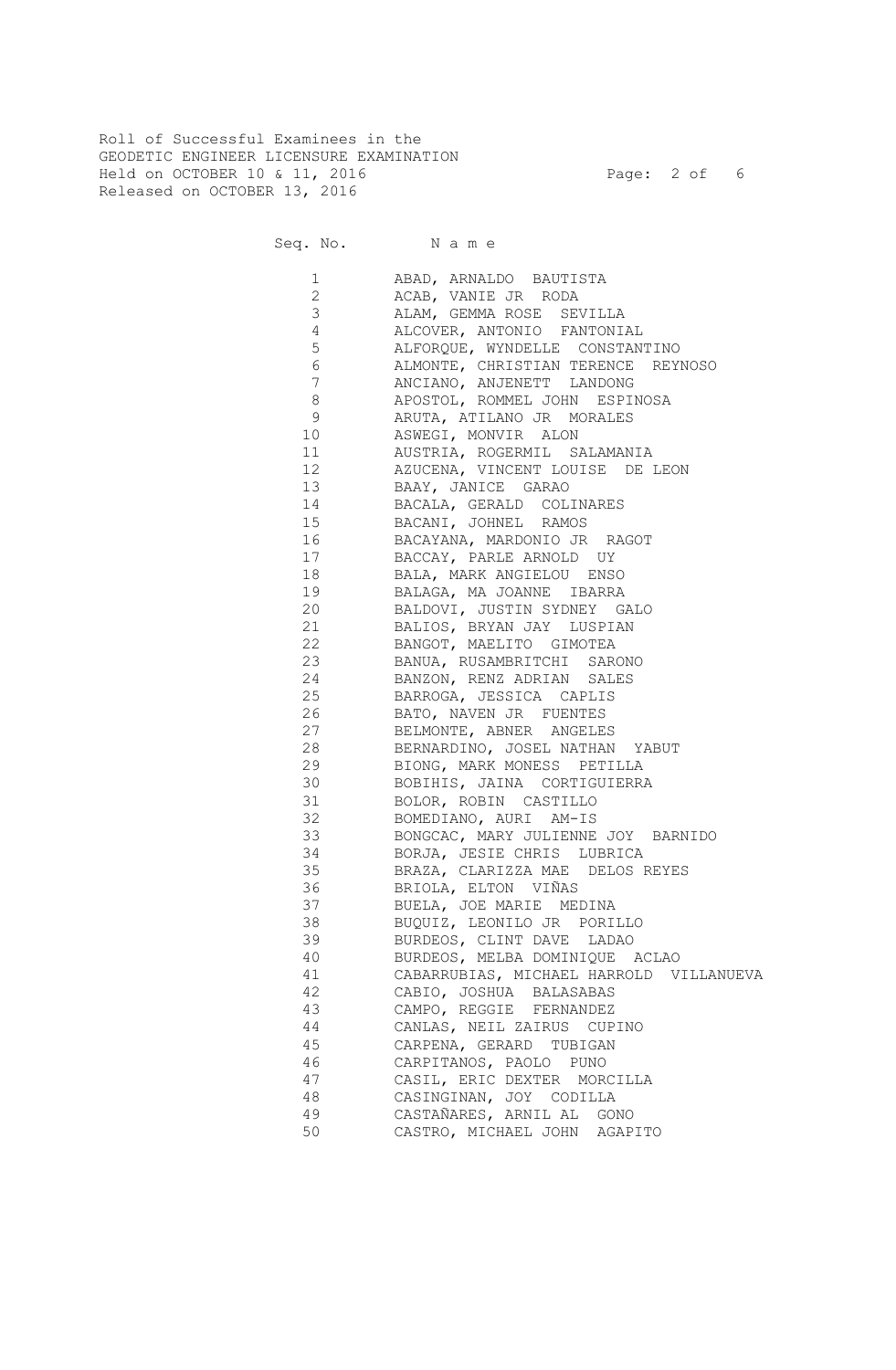Roll of Successful Examinees in the
GEODETIC ENGINEER LICENSURE EXAMINATION
Held on OCTOBER 10 & 11, 2016
Released on OCTOBER 13, 2016

| Seq. No. | N a m e |
|---|---|
| 1 | ABAD, ARNALDO BAUTISTA |
| 2 | ACAB, VANIE JR RODA |
| 3 | ALAM, GEMMA ROSE SEVILLA |
| 4 | ALCOVER, ANTONIO FANTONIAL |
| 5 | ALFORQUE, WYNDELLE CONSTANTINO |
| 6 | ALMONTE, CHRISTIAN TERENCE REYNOSO |
| 7 | ANCIANO, ANJENETT LANDONG |
| 8 | APOSTOL, ROMMEL JOHN ESPINOSA |
| 9 | ARUTA, ATILANO JR MORALES |
| 10 | ASWEGI, MONVIR ALON |
| 11 | AUSTRIA, ROGERMIL SALAMANIA |
| 12 | AZUCENA, VINCENT LOUISE DE LEON |
| 13 | BAAY, JANICE GARAO |
| 14 | BACALA, GERALD COLINARES |
| 15 | BACANI, JOHNEL RAMOS |
| 16 | BACAYANA, MARDONIO JR RAGOT |
| 17 | BACCAY, PARLE ARNOLD UY |
| 18 | BALA, MARK ANGIELOU ENSO |
| 19 | BALAGA, MA JOANNE IBARRA |
| 20 | BALDOVI, JUSTIN SYDNEY GALO |
| 21 | BALIOS, BRYAN JAY LUSPIAN |
| 22 | BANGOT, MAELITO GIMOTEA |
| 23 | BANUA, RUSAMBRITCHI SARONO |
| 24 | BANZON, RENZ ADRIAN SALES |
| 25 | BARROGA, JESSICA CAPLIS |
| 26 | BATO, NAVEN JR FUENTES |
| 27 | BELMONTE, ABNER ANGELES |
| 28 | BERNARDINO, JOSEL NATHAN YABUT |
| 29 | BIONG, MARK MONESS PETILLA |
| 30 | BOBIHIS, JAINA CORTIGUIERRA |
| 31 | BOLOR, ROBIN CASTILLO |
| 32 | BOMEDIANO, AURI AM-IS |
| 33 | BONGCAC, MARY JULIENNE JOY BARNIDO |
| 34 | BORJA, JESIE CHRIS LUBRICA |
| 35 | BRAZA, CLARIZZA MAE DELOS REYES |
| 36 | BRIOLA, ELTON VIÑAS |
| 37 | BUELA, JOE MARIE MEDINA |
| 38 | BUQUIZ, LEONILO JR PORILLO |
| 39 | BURDEOS, CLINT DAVE LADAO |
| 40 | BURDEOS, MELBA DOMINIQUE ACLAO |
| 41 | CABARRUBIAS, MICHAEL HARROLD VILLANUEVA |
| 42 | CABIO, JOSHUA BALASABAS |
| 43 | CAMPO, REGGIE FERNANDEZ |
| 44 | CANLAS, NEIL ZAIRUS CUPINO |
| 45 | CARPENA, GERARD TUBIGAN |
| 46 | CARPITANOS, PAOLO PUNO |
| 47 | CASIL, ERIC DEXTER MORCILLA |
| 48 | CASINGINAN, JOY CODILLA |
| 49 | CASTAÑARES, ARNIL AL GONO |
| 50 | CASTRO, MICHAEL JOHN AGAPITO |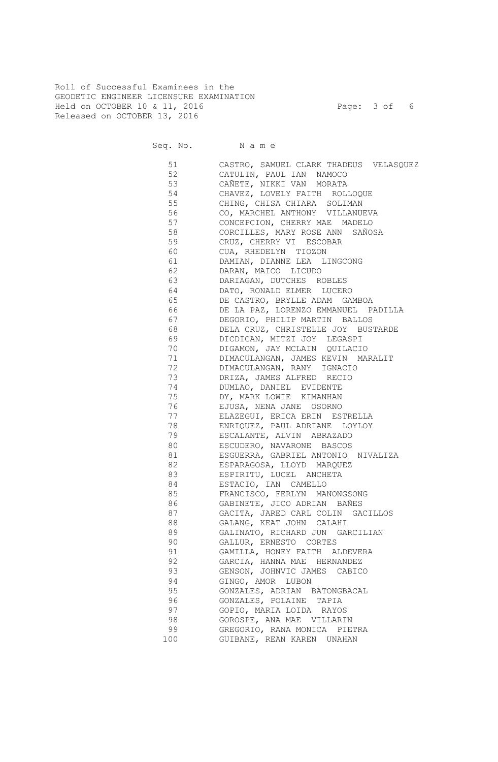Roll of Successful Examinees in the
GEODETIC ENGINEER LICENSURE EXAMINATION
Held on OCTOBER 10 & 11, 2016
Released on OCTOBER 13, 2016

| Seq. No. | N a m e |
|---|---|
| 51 | CASTRO, SAMUEL CLARK THADEUS VELASQUEZ |
| 52 | CATULIN, PAUL IAN NAMOCO |
| 53 | CAÑETE, NIKKI VAN MORATA |
| 54 | CHAVEZ, LOVELY FAITH ROLLOQUE |
| 55 | CHING, CHISA CHIARA SOLIMAN |
| 56 | CO, MARCHEL ANTHONY VILLANUEVA |
| 57 | CONCEPCION, CHERRY MAE MADELO |
| 58 | CORCILLES, MARY ROSE ANN SAÑOSA |
| 59 | CRUZ, CHERRY VI ESCOBAR |
| 60 | CUA, RHEDELYN TIOZON |
| 61 | DAMIAN, DIANNE LEA LINGCONG |
| 62 | DARAN, MAICO LICUDO |
| 63 | DARIAGAN, DUTCHES ROBLES |
| 64 | DATO, RONALD ELMER LUCERO |
| 65 | DE CASTRO, BRYLLE ADAM GAMBOA |
| 66 | DE LA PAZ, LORENZO EMMANUEL PADILLA |
| 67 | DEGORIO, PHILIP MARTIN BALLOS |
| 68 | DELA CRUZ, CHRISTELLE JOY BUSTARDE |
| 69 | DICDICAN, MITZI JOY LEGASPI |
| 70 | DIGAMON, JAY MCLAIN QUILACIO |
| 71 | DIMACULANGAN, JAMES KEVIN MARALIT |
| 72 | DIMACULANGAN, RANY IGNACIO |
| 73 | DRIZA, JAMES ALFRED RECIO |
| 74 | DUMLAO, DANIEL EVIDENTE |
| 75 | DY, MARK LOWIE KIMANHAN |
| 76 | EJUSA, NENA JANE OSORNO |
| 77 | ELAZEGUI, ERICA ERIN ESTRELLA |
| 78 | ENRIQUEZ, PAUL ADRIANE LOYLOY |
| 79 | ESCALANTE, ALVIN ABRAZADO |
| 80 | ESCUDERO, NAVARONE BASCOS |
| 81 | ESGUERRA, GABRIEL ANTONIO NIVALIZA |
| 82 | ESPARAGOSA, LLOYD MARQUEZ |
| 83 | ESPIRITU, LUCEL ANCHETA |
| 84 | ESTACIO, IAN CAMELLO |
| 85 | FRANCISCO, FERLYN MANONGSONG |
| 86 | GABINETE, JICO ADRIAN BAÑES |
| 87 | GACITA, JARED CARL COLIN GACILLOS |
| 88 | GALANG, KEAT JOHN CALAHI |
| 89 | GALINATO, RICHARD JUN GARCILIAN |
| 90 | GALLUR, ERNESTO CORTES |
| 91 | GAMILLA, HONEY FAITH ALDEVERA |
| 92 | GARCIA, HANNA MAE HERNANDEZ |
| 93 | GENSON, JOHNVIC JAMES CABICO |
| 94 | GINGO, AMOR LUBON |
| 95 | GONZALES, ADRIAN BATONGBACAL |
| 96 | GONZALES, POLAINE TAPIA |
| 97 | GOPIO, MARIA LOIDA RAYOS |
| 98 | GOROSPE, ANA MAE VILLARIN |
| 99 | GREGORIO, RANA MONICA PIETRA |
| 100 | GUIBANE, REAN KAREN UNAHAN |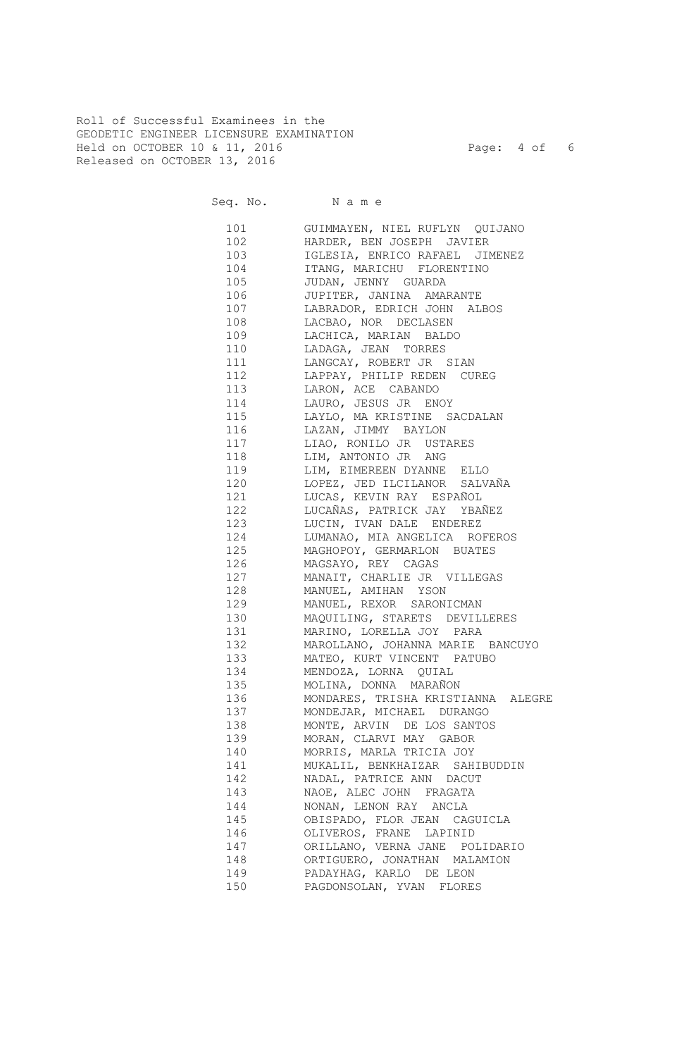Roll of Successful Examinees in the
GEODETIC ENGINEER LICENSURE EXAMINATION
Held on OCTOBER 10 & 11, 2016
Released on OCTOBER 13, 2016

| Seq. No. | Name |
|---|---|
| 101 | GUIMMAYEN, NIEL RUFLYN QUIJANO |
| 102 | HARDER, BEN JOSEPH JAVIER |
| 103 | IGLESIA, ENRICO RAFAEL JIMENEZ |
| 104 | ITANG, MARICHU FLORENTINO |
| 105 | JUDAN, JENNY GUARDA |
| 106 | JUPITER, JANINA AMARANTE |
| 107 | LABRADOR, EDRICH JOHN ALBOS |
| 108 | LACBAO, NOR DECLASEN |
| 109 | LACHICA, MARIAN BALDO |
| 110 | LADAGA, JEAN TORRES |
| 111 | LANGCAY, ROBERT JR SIAN |
| 112 | LAPPAY, PHILIP REDEN CUREG |
| 113 | LARON, ACE CABANDO |
| 114 | LAURO, JESUS JR ENOY |
| 115 | LAYLO, MA KRISTINE SACDALAN |
| 116 | LAZAN, JIMMY BAYLON |
| 117 | LIAO, RONILO JR USTARES |
| 118 | LIM, ANTONIO JR ANG |
| 119 | LIM, EIMEREEN DYANNE ELLO |
| 120 | LOPEZ, JED ILCILANOR SALVAÑA |
| 121 | LUCAS, KEVIN RAY ESPAÑOL |
| 122 | LUCAÑAS, PATRICK JAY YBAÑEZ |
| 123 | LUCIN, IVAN DALE ENDEREZ |
| 124 | LUMANAO, MIA ANGELICA ROFEROS |
| 125 | MAGHOPOY, GERMARLON BUATES |
| 126 | MAGSAYO, REY CAGAS |
| 127 | MANAIT, CHARLIE JR VILLEGAS |
| 128 | MANUEL, AMIHAN YSON |
| 129 | MANUEL, REXOR SARONICMAN |
| 130 | MAQUILING, STARETS DEVILLERES |
| 131 | MARINO, LORELLA JOY PARA |
| 132 | MAROLLANO, JOHANNA MARIE BANCUYO |
| 133 | MATEO, KURT VINCENT PATUBO |
| 134 | MENDOZA, LORNA QUIAL |
| 135 | MOLINA, DONNA MARAÑON |
| 136 | MONDARES, TRISHA KRISTIANNA ALEGRE |
| 137 | MONDEJAR, MICHAEL DURANGO |
| 138 | MONTE, ARVIN DE LOS SANTOS |
| 139 | MORAN, CLARVI MAY GABOR |
| 140 | MORRIS, MARLA TRICIA JOY |
| 141 | MUKALIL, BENKHAIZAR SAHIBUDDIN |
| 142 | NADAL, PATRICE ANN DACUT |
| 143 | NAOE, ALEC JOHN FRAGATA |
| 144 | NONAN, LENON RAY ANCLA |
| 145 | OBISPADO, FLOR JEAN CAGUICLA |
| 146 | OLIVEROS, FRANE LAPINID |
| 147 | ORILLANO, VERNA JANE POLIDARIO |
| 148 | ORTIGUERO, JONATHAN MALAMION |
| 149 | PADAYHAG, KARLO DE LEON |
| 150 | PAGDONSOLAN, YVAN FLORES |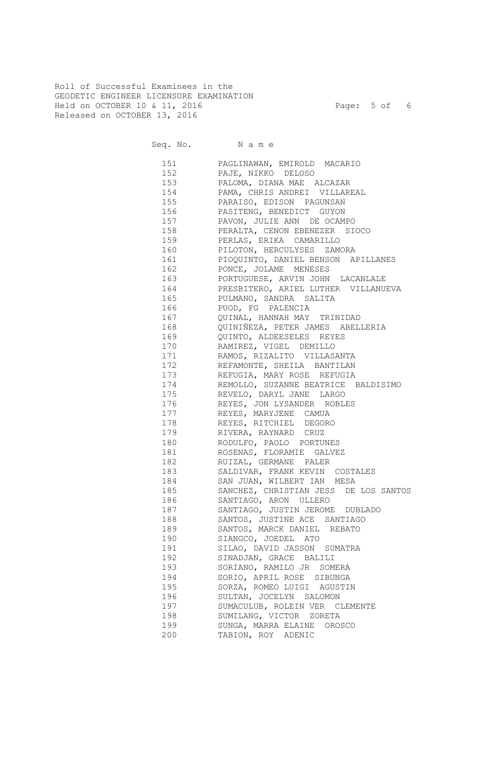Roll of Successful Examinees in the
GEODETIC ENGINEER LICENSURE EXAMINATION
Held on OCTOBER 10 & 11, 2016
Released on OCTOBER 13, 2016

| Seq. No. | N a m e |
|---|---|
| 151 | PAGLINAWAN, EMIROLD MACARIO |
| 152 | PAJE, NIKKO DELOSO |
| 153 | PALOMA, DIANA MAE ALCAZAR |
| 154 | PAMA, CHRIS ANDREI VILLAREAL |
| 155 | PARAISO, EDISON PAGUNSAN |
| 156 | PASITENG, BENEDICT GUYON |
| 157 | PAVON, JULIE ANN DE OCAMPO |
| 158 | PERALTA, CENON EBENEZER SIOCO |
| 159 | PERLAS, ERIKA CAMARILLO |
| 160 | PILOTON, HERCULYSES ZAMORA |
| 161 | PIOQUINTO, DANIEL BENSON APILLANES |
| 162 | PONCE, JOLAME MENESES |
| 163 | PORTUGUESE, ARVIN JOHN LACANLALE |
| 164 | PRESBITERO, ARIEL LUTHER VILLANUEVA |
| 165 | PULMANO, SANDRA SALITA |
| 166 | PUOD, FG PALENCIA |
| 167 | QUINAL, HANNAH MAY TRINIDAD |
| 168 | QUINIÑEZA, PETER JAMES ABELLERIA |
| 169 | QUINTO, ALDEESELES REYES |
| 170 | RAMIREZ, VIGEL DEMILLO |
| 171 | RAMOS, RIZALITO VILLASANTA |
| 172 | REFAMONTE, SHEILA BANTILAN |
| 173 | REFUGIA, MARY ROSE REFUGIA |
| 174 | REMOLLO, SUZANNE BEATRICE BALDISIMO |
| 175 | REVELO, DARYL JANE LARGO |
| 176 | REYES, JON LYSANDER ROBLES |
| 177 | REYES, MARYJENE CAMUA |
| 178 | REYES, RITCHIEL DEGORO |
| 179 | RIVERA, RAYNARD CRUZ |
| 180 | RODULFO, PAOLO PORTUNES |
| 181 | ROSENAS, FLORAMIE GALVEZ |
| 182 | RUIZAL, GERMANE PALER |
| 183 | SALDIVAR, FRANK KEVIN COSTALES |
| 184 | SAN JUAN, WILBERT IAN MESA |
| 185 | SANCHEZ, CHRISTIAN JESS DE LOS SANTOS |
| 186 | SANTIAGO, ARON ULLERO |
| 187 | SANTIAGO, JUSTIN JEROME DUBLADO |
| 188 | SANTOS, JUSTINE ACE SANTIAGO |
| 189 | SANTOS, MARCK DANIEL REBATO |
| 190 | SIANGCO, JOEDEL ATO |
| 191 | SILAO, DAVID JASSON SUMATRA |
| 192 | SINADJAN, GRACE BALILI |
| 193 | SORIANO, RAMILO JR SOMERA |
| 194 | SORIO, APRIL ROSE SIBUNGA |
| 195 | SORZA, ROMEO LUIGI AGUSTIN |
| 196 | SULTAN, JOCELYN SALOMON |
| 197 | SUMACULUB, ROLEIN VER CLEMENTE |
| 198 | SUMILANG, VICTOR ZORETA |
| 199 | SUNGA, MARRA ELAINE OROSCO |
| 200 | TABION, ROY ADENIC |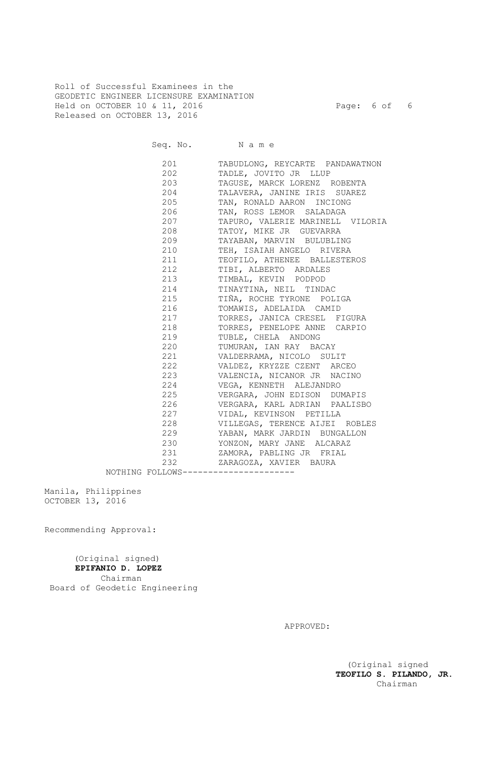Roll of Successful Examinees in the
GEODETIC ENGINEER LICENSURE EXAMINATION
Held on OCTOBER 10 & 11, 2016
Released on OCTOBER 13, 2016

| Seq. No. | N a m e |
|---|---|
| 201 | TABUDLONG, REYCARTE PANDAWATNON |
| 202 | TADLE, JOVITO JR LLUP |
| 203 | TAGUSE, MARCK LORENZ ROBENTA |
| 204 | TALAVERA, JANINE IRIS SUAREZ |
| 205 | TAN, RONALD AARON INCIONG |
| 206 | TAN, ROSS LEMOR SALADAGA |
| 207 | TAPURO, VALERIE MARINELL VILORIA |
| 208 | TATOY, MIKE JR GUEVARRA |
| 209 | TAYABAN, MARVIN BULUBLING |
| 210 | TEH, ISAIAH ANGELO RIVERA |
| 211 | TEOFILO, ATHENEE BALLESTEROS |
| 212 | TIBI, ALBERTO ARDALES |
| 213 | TIMBAL, KEVIN PODPOD |
| 214 | TINAYTINA, NEIL TINDAC |
| 215 | TIÑA, ROCHE TYRONE POLIGA |
| 216 | TOMAWIS, ADELAIDA CAMID |
| 217 | TORRES, JANICA CRESEL FIGURA |
| 218 | TORRES, PENELOPE ANNE CARPIO |
| 219 | TUBLE, CHELA ANDONG |
| 220 | TUMURAN, IAN RAY BACAY |
| 221 | VALDERRAMA, NICOLO SULIT |
| 222 | VALDEZ, KRYZZE CZENT ARCEO |
| 223 | VALENCIA, NICANOR JR NACINO |
| 224 | VEGA, KENNETH ALEJANDRO |
| 225 | VERGARA, JOHN EDISON DUMAPIS |
| 226 | VERGARA, KARL ADRIAN PAALISBO |
| 227 | VIDAL, KEVINSON PETILLA |
| 228 | VILLEGAS, TERENCE AIJEI ROBLES |
| 229 | YABAN, MARK JARDIN BUNGALLON |
| 230 | YONZON, MARY JANE ALCARAZ |
| 231 | ZAMORA, PABLING JR FRIAL |
| 232 | ZARAGOZA, XAVIER BAURA |

NOTHING FOLLOWS----------------------

Manila, Philippines
OCTOBER 13, 2016

Recommending Approval:

(Original signed)
**EPIFANIO D. LOPEZ**
Chairman
Board of Geodetic Engineering

APPROVED:

(Original signed
**TEOFILO S. PILANDO, JR.**
Chairman